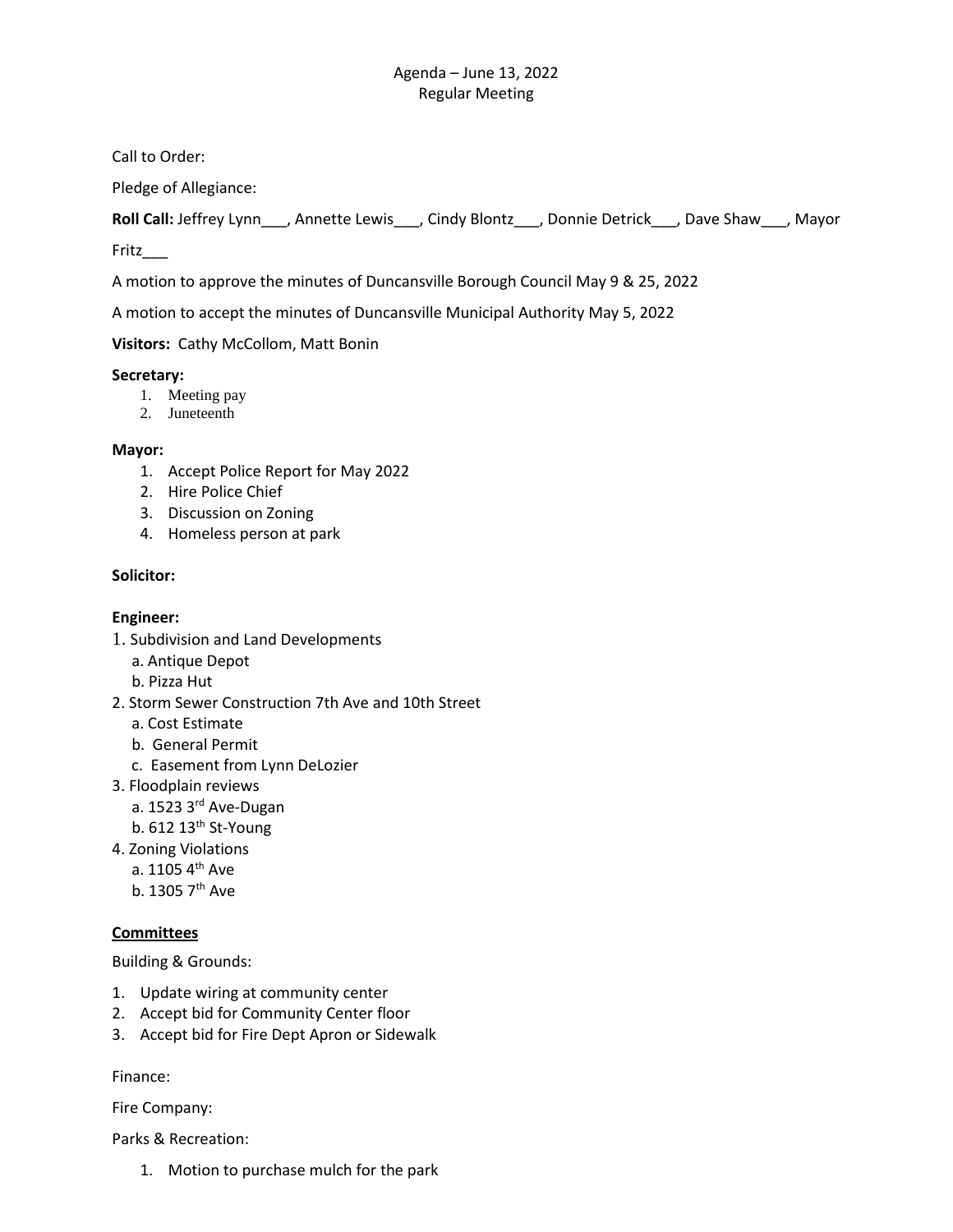Agenda – June 13, 2022
Regular Meeting

Call to Order:

Pledge of Allegiance:

**Roll Call:** Jeffrey Lynn___, Annette Lewis___, Cindy Blontz___, Donnie Detrick___, Dave Shaw___, Mayor Fritz___

A motion to approve the minutes of Duncansville Borough Council May 9 & 25, 2022

A motion to accept the minutes of Duncansville Municipal Authority May 5, 2022

**Visitors:** Cathy McCollom, Matt Bonin

**Secretary:**

1. Meeting pay
2. Juneteenth

**Mayor:**

1. Accept Police Report for May 2022
2. Hire Police Chief
3. Discussion on Zoning
4. Homeless person at park

**Solicitor:**

**Engineer:**

1. Subdivision and Land Developments
   a. Antique Depot
   b. Pizza Hut
2. Storm Sewer Construction 7th Ave and 10th Street
   a. Cost Estimate
   b. General Permit
   c. Easement from Lynn DeLozier
3. Floodplain reviews
   a. 1523 3rd Ave-Dugan
   b. 612 13th St-Young
4. Zoning Violations
   a. 1105 4th Ave
   b. 1305 7th Ave

**Committees**

Building & Grounds:

1. Update wiring at community center
2. Accept bid for Community Center floor
3. Accept bid for Fire Dept Apron or Sidewalk

Finance:

Fire Company:

Parks & Recreation:

1. Motion to purchase mulch for the park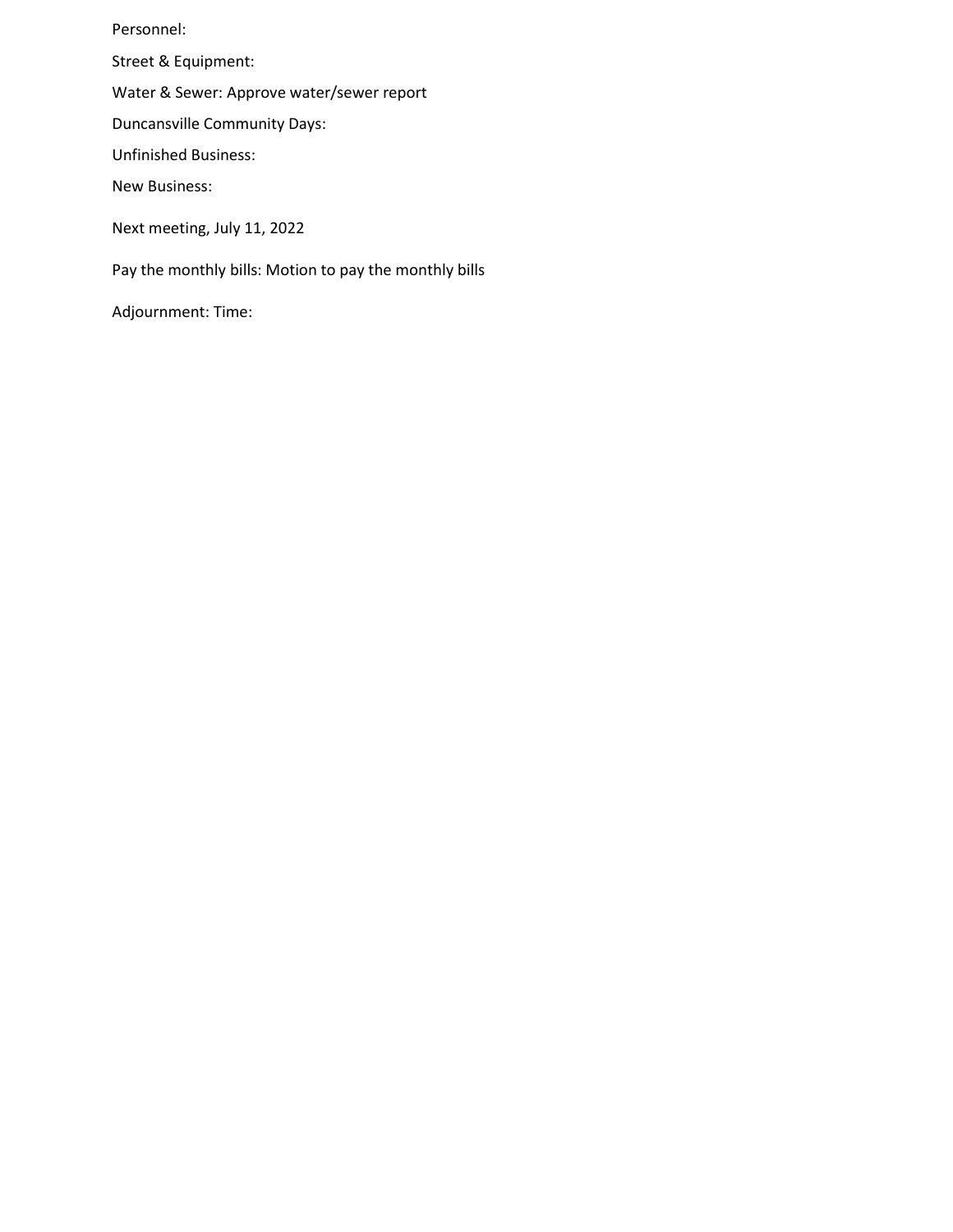Personnel:

Street & Equipment:

Water & Sewer: Approve water/sewer report

Duncansville Community Days:

Unfinished Business:

New Business:

Next meeting, July 11, 2022

Pay the monthly bills: Motion to pay the monthly bills

Adjournment: Time: